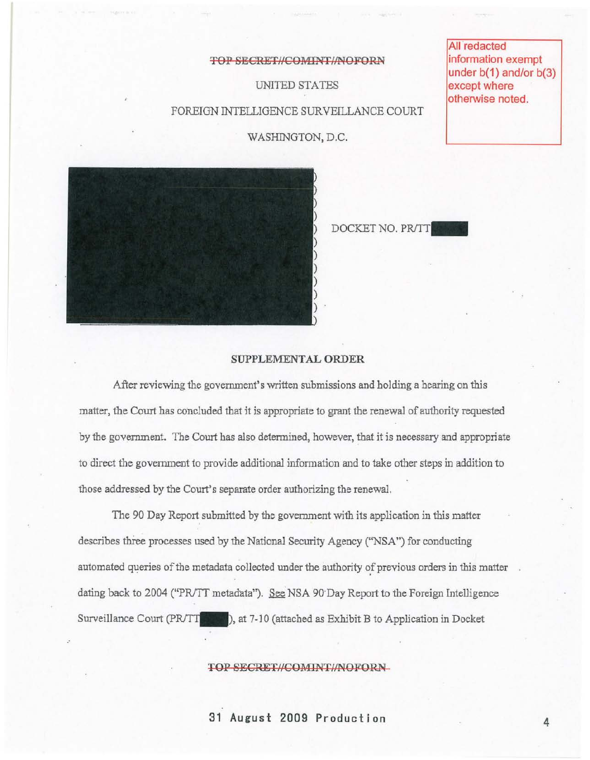~~TOP SECRET//COMINT//NOFORN~~

All redacted information exempt under b(1) and/or b(3) except where otherwise noted.

UNITED STATES

FOREIGN INTELLIGENCE SURVEILLANCE COURT

WASHINGTON, D.C.

[REDACTED] ) DOCKET NO. PR/TT [REDACTED]

## SUPPLEMENTAL ORDER

After reviewing the government's written submissions and holding a hearing on this matter, the Court has concluded that it is appropriate to grant the renewal of authority requested by the government. The Court has also determined, however, that it is necessary and appropriate to direct the government to provide additional information and to take other steps in addition to those addressed by the Court's separate order authorizing the renewal.

The 90 Day Report submitted by the government with its application in this matter describes three processes used by the National Security Agency ("NSA") for conducting automated queries of the metadata collected under the authority of previous orders in this matter dating back to 2004 ("PR/TT metadata"). See NSA 90 Day Report to the Foreign Intelligence Surveillance Court (PR/TT [REDACTED]), at 7-10 (attached as Exhibit B to Application in Docket

~~TOP SECRET//COMINT//NOFORN~~

31 August 2009 Production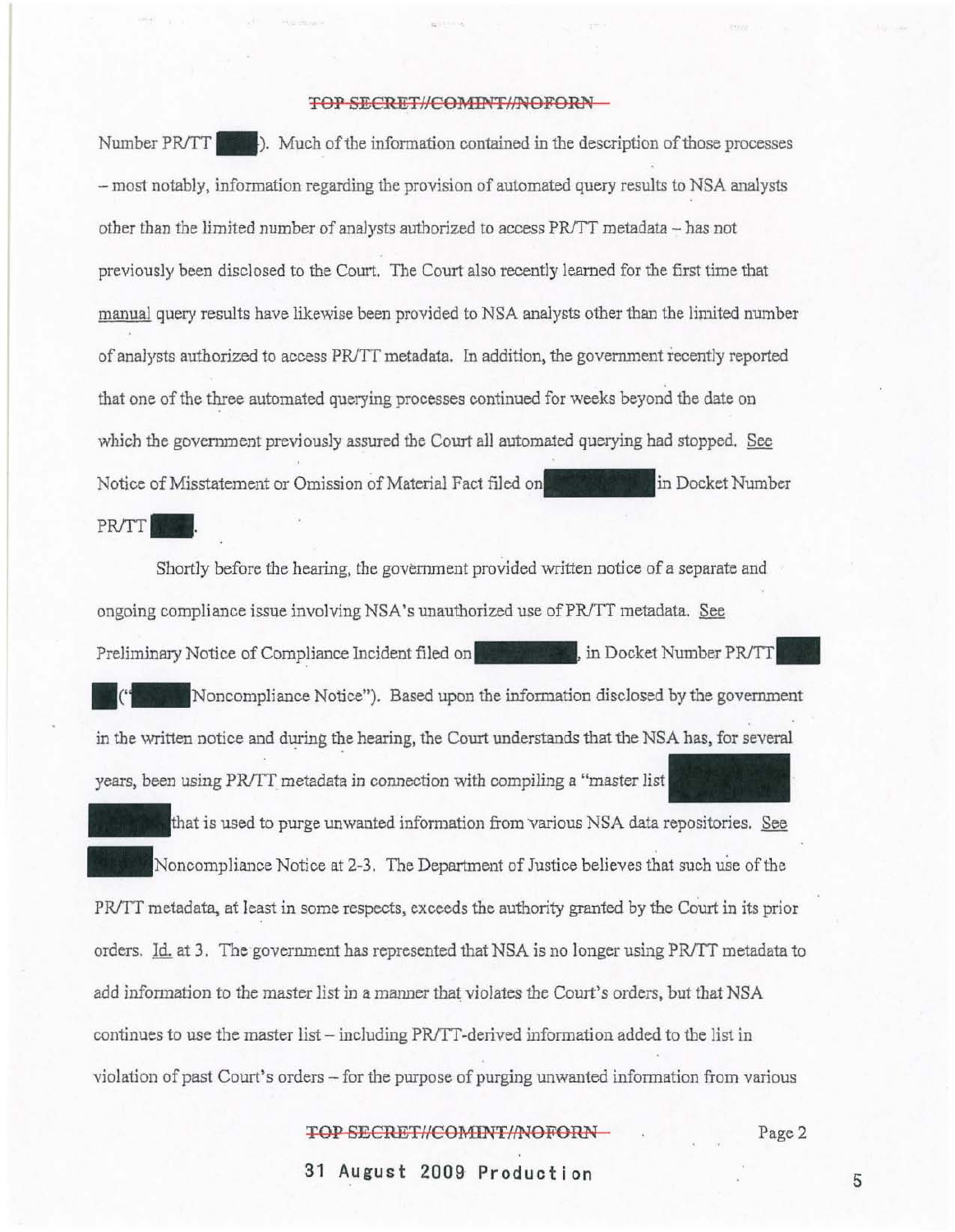Number PR/TT ████). Much of the information contained in the description of those processes – most notably, information regarding the provision of automated query results to NSA analysts other than the limited number of analysts authorized to access PR/TT metadata – has not previously been disclosed to the Court. The Court also recently learned for the first time that manual query results have likewise been provided to NSA analysts other than the limited number of analysts authorized to access PR/TT metadata. In addition, the government recently reported that one of the three automated querying processes continued for weeks beyond the date on which the government previously assured the Court all automated querying had stopped. See Notice of Misstatement or Omission of Material Fact filed on ████████ in Docket Number PR/TT ████.

Shortly before the hearing, the government provided written notice of a separate and ongoing compliance issue involving NSA's unauthorized use of PR/TT metadata. See Preliminary Notice of Compliance Incident filed on ████████, in Docket Number PR/TT ████ ("████ Noncompliance Notice"). Based upon the information disclosed by the government in the written notice and during the hearing, the Court understands that the NSA has, for several years, been using PR/TT metadata in connection with compiling a "master list ████████ ████████ that is used to purge unwanted information from various NSA data repositories. See ████ Noncompliance Notice at 2-3. The Department of Justice believes that such use of the PR/TT metadata, at least in some respects, exceeds the authority granted by the Court in its prior orders. Id. at 3. The government has represented that NSA is no longer using PR/TT metadata to add information to the master list in a manner that violates the Court's orders, but that NSA continues to use the master list – including PR/TT-derived information added to the list in violation of past Court's orders – for the purpose of purging unwanted information from various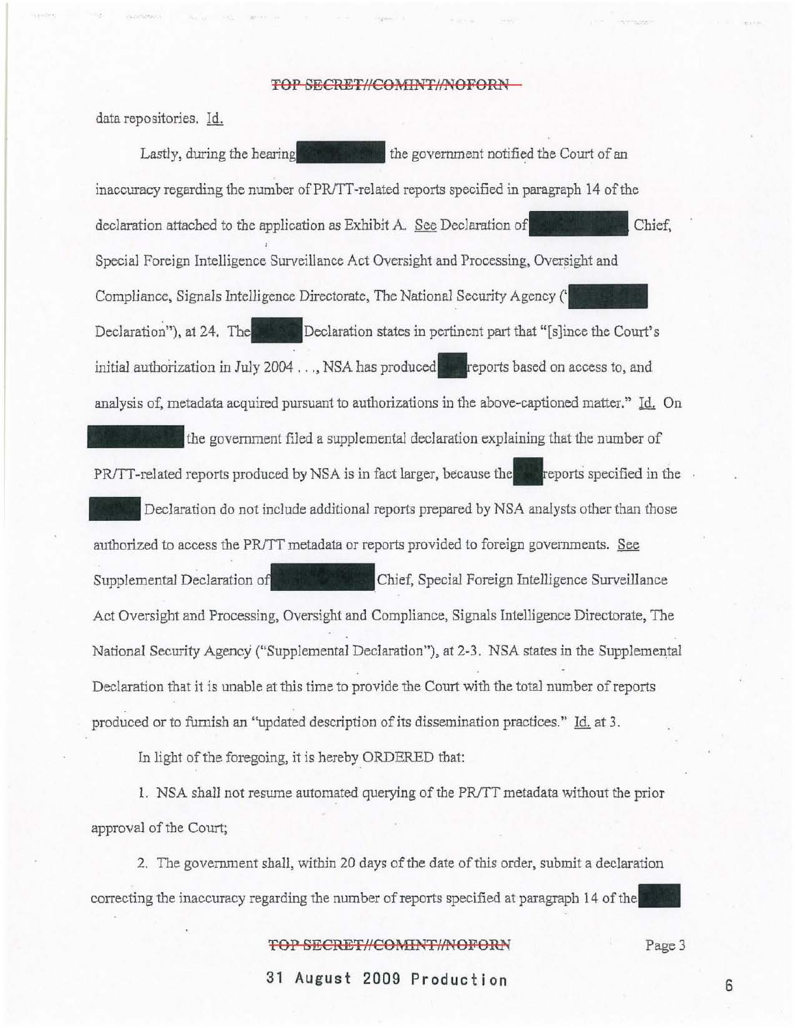data repositories. Id.

Lastly, during the hearing the government notified the Court of an inaccuracy regarding the number of PR/TT-related reports specified in paragraph 14 of the declaration attached to the application as Exhibit A. See Declaration of Chief, Special Foreign Intelligence Surveillance Act Oversight and Processing, Oversight and Compliance, Signals Intelligence Directorate, The National Security Agency (" Declaration"), at 24. The Declaration states in pertinent part that "[s]ince the Court's initial authorization in July 2004 . . ., NSA has produced reports based on access to, and analysis of, metadata acquired pursuant to authorizations in the above-captioned matter." Id. On the government filed a supplemental declaration explaining that the number of PR/TT-related reports produced by NSA is in fact larger, because the reports specified in the Declaration do not include additional reports prepared by NSA analysts other than those authorized to access the PR/TT metadata or reports provided to foreign governments. See Supplemental Declaration of Chief, Special Foreign Intelligence Surveillance Act Oversight and Processing, Oversight and Compliance, Signals Intelligence Directorate, The National Security Agency ("Supplemental Declaration"), at 2-3. NSA states in the Supplemental Declaration that it is unable at this time to provide the Court with the total number of reports produced or to furnish an "updated description of its dissemination practices." Id. at 3.

In light of the foregoing, it is hereby ORDERED that:

1. NSA shall not resume automated querying of the PR/TT metadata without the prior approval of the Court;

2. The government shall, within 20 days of the date of this order, submit a declaration correcting the inaccuracy regarding the number of reports specified at paragraph 14 of the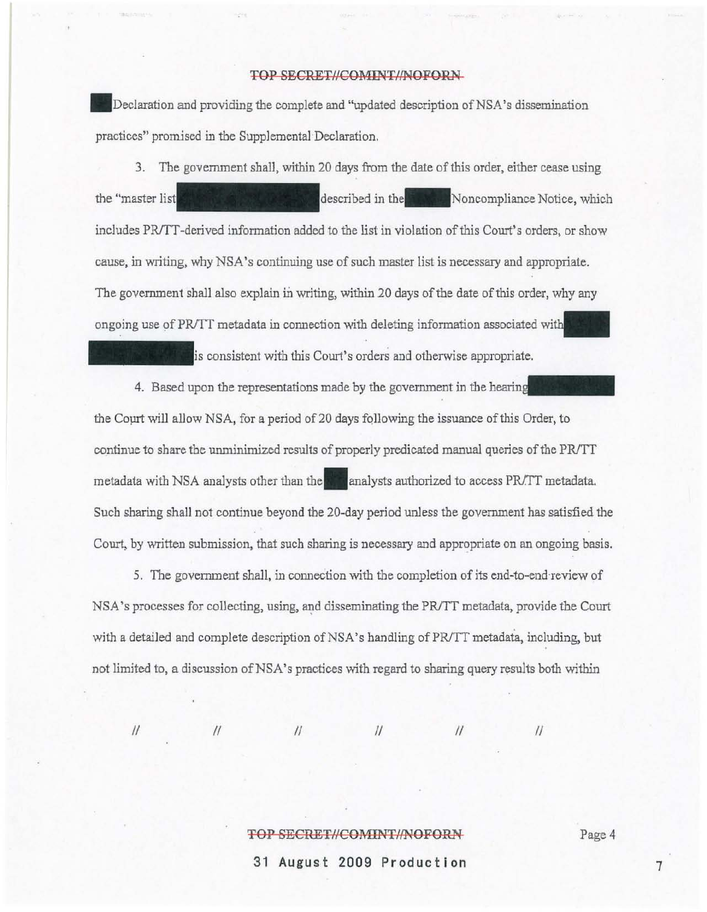Declaration and providing the complete and "updated description of NSA's dissemination practices" promised in the Supplemental Declaration.

3. The government shall, within 20 days from the date of this order, either cease using the "master list described in the Noncompliance Notice, which includes PR/TT-derived information added to the list in violation of this Court's orders, or show cause, in writing, why NSA's continuing use of such master list is necessary and appropriate. The government shall also explain in writing, within 20 days of the date of this order, why any ongoing use of PR/TT metadata in connection with deleting information associated with is consistent with this Court's orders and otherwise appropriate.

4. Based upon the representations made by the government in the hearing the Court will allow NSA, for a period of 20 days following the issuance of this Order, to continue to share the unminimized results of properly predicated manual queries of the PR/TT metadata with NSA analysts other than the analysts authorized to access PR/TT metadata. Such sharing shall not continue beyond the 20-day period unless the government has satisfied the Court, by written submission, that such sharing is necessary and appropriate on an ongoing basis.

5. The government shall, in connection with the completion of its end-to-end review of NSA's processes for collecting, using, and disseminating the PR/TT metadata, provide the Court with a detailed and complete description of NSA's handling of PR/TT metadata, including, but not limited to, a discussion of NSA's practices with regard to sharing query results both within

// // // // // //

31 August 2009 Production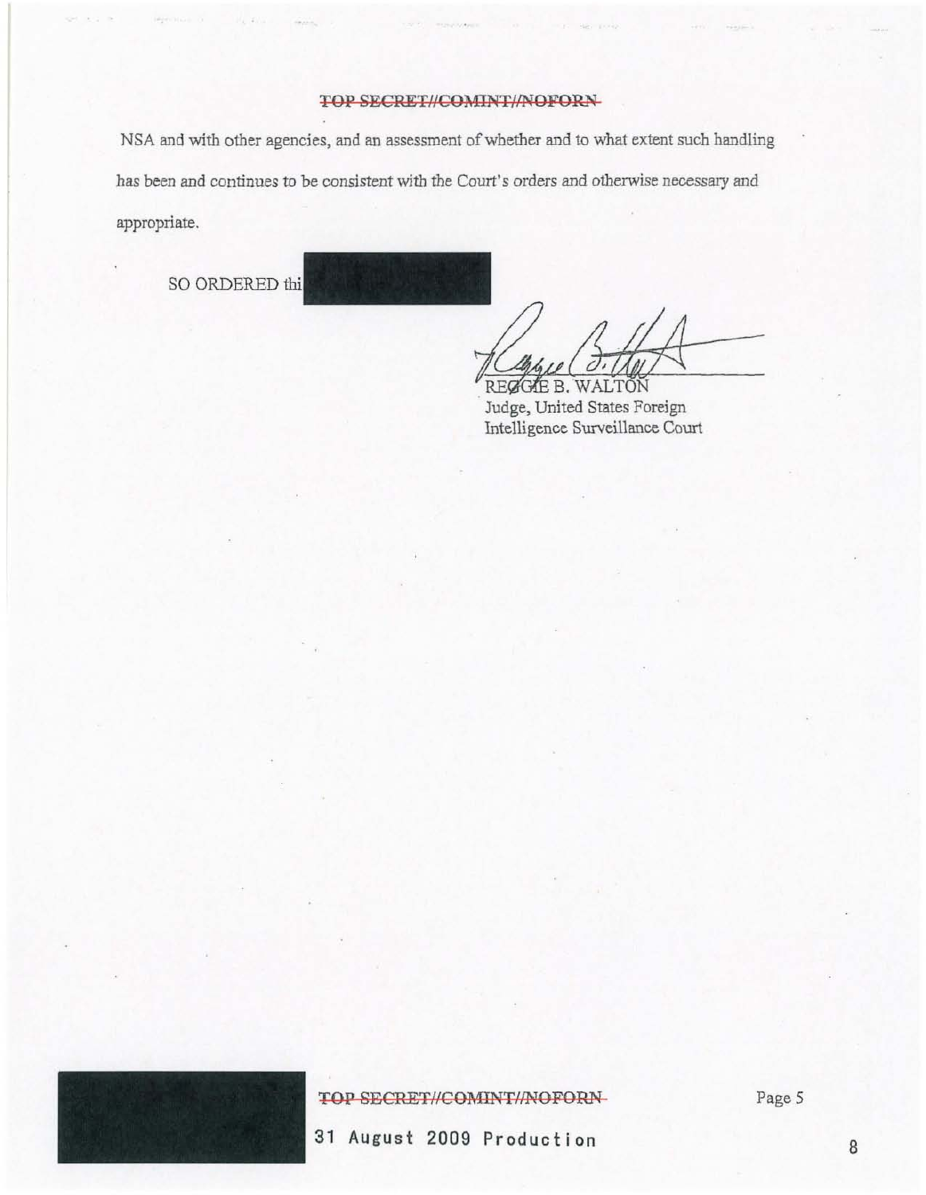NSA and with other agencies, and an assessment of whether and to what extent such handling has been and continues to be consistent with the Court's orders and otherwise necessary and appropriate.

SO ORDERED thi

REGGIE B. WALTON
Judge, United States Foreign
Intelligence Surveillance Court

31 August 2009 Production